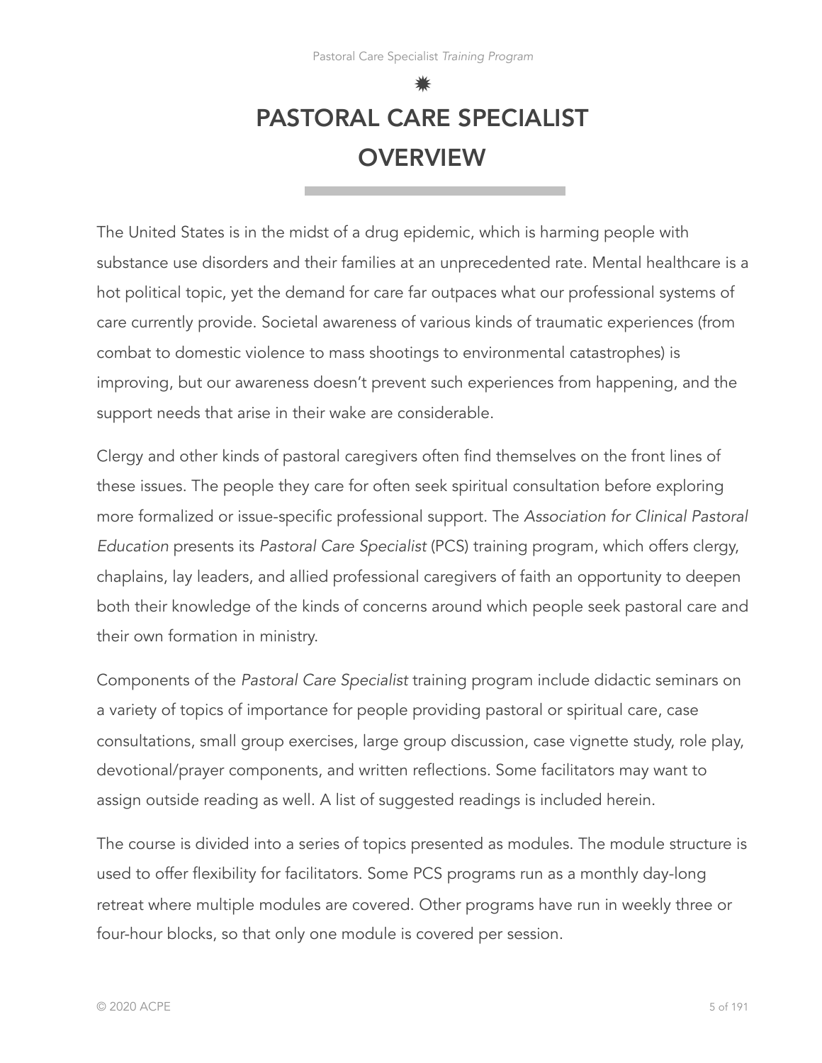# PASTORAL CARE SPECIALIST OVERVIEW

The United States is in the midst of a drug epidemic, which is harming people with substance use disorders and their families at an unprecedented rate. Mental healthcare is a hot political topic, yet the demand for care far outpaces what our professional systems of care currently provide. Societal awareness of various kinds of traumatic experiences (from combat to domestic violence to mass shootings to environmental catastrophes) is improving, but our awareness doesn't prevent such experiences from happening, and the support needs that arise in their wake are considerable.

Clergy and other kinds of pastoral caregivers often find themselves on the front lines of these issues. The people they care for often seek spiritual consultation before exploring more formalized or issue-specific professional support. The *Association for Clinical Pastoral Education* presents its *Pastoral Care Specialist* (PCS) training program, which offers clergy, chaplains, lay leaders, and allied professional caregivers of faith an opportunity to deepen both their knowledge of the kinds of concerns around which people seek pastoral care and their own formation in ministry.

Components of the *Pastoral Care Specialist* training program include didactic seminars on a variety of topics of importance for people providing pastoral or spiritual care, case consultations, small group exercises, large group discussion, case vignette study, role play, devotional/prayer components, and written reflections. Some facilitators may want to assign outside reading as well. A list of suggested readings is included herein.

The course is divided into a series of topics presented as modules. The module structure is used to offer flexibility for facilitators. Some PCS programs run as a monthly day-long retreat where multiple modules are covered. Other programs have run in weekly three or four-hour blocks, so that only one module is covered per session.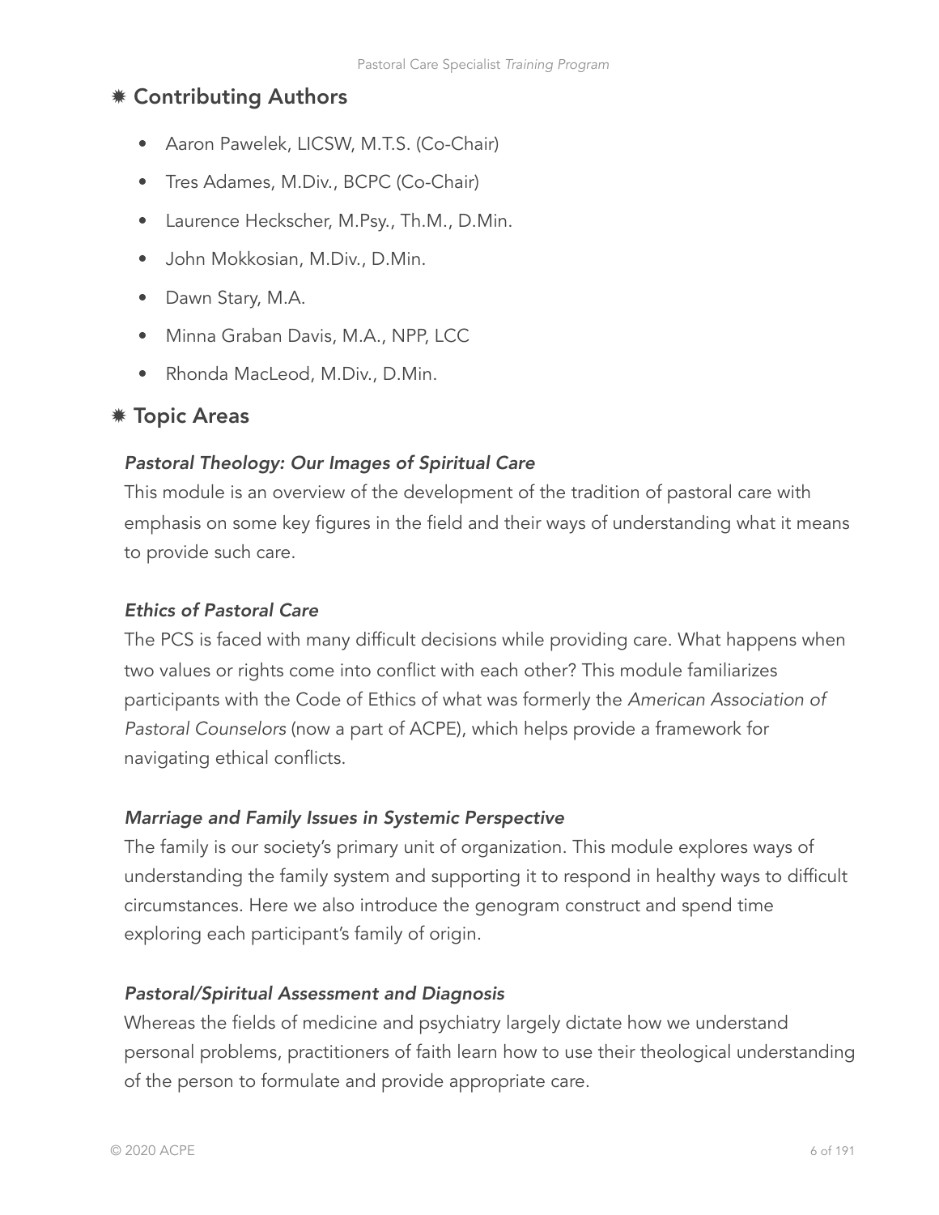## ✷ Contributing Authors

- Aaron Pawelek, LICSW, M.T.S. (Co-Chair)
- Tres Adames, M.Div., BCPC (Co-Chair)
- Laurence Heckscher, M.Psy., Th.M., D.Min.
- John Mokkosian, M.Div., D.Min.
- Dawn Stary, M.A.
- Minna Graban Davis, M.A., NPP, LCC
- Rhonda MacLeod, M.Div., D.Min.

## ✷ Topic Areas

### *Pastoral Theology: Our Images of Spiritual Care*

This module is an overview of the development of the tradition of pastoral care with emphasis on some key figures in the field and their ways of understanding what it means to provide such care.

### *Ethics of Pastoral Care*

The PCS is faced with many difficult decisions while providing care. What happens when two values or rights come into conflict with each other? This module familiarizes participants with the Code of Ethics of what was formerly the *American Association of Pastoral Counselors* (now a part of ACPE), which helps provide a framework for navigating ethical conflicts.

### *Marriage and Family Issues in Systemic Perspective*

The family is our society's primary unit of organization. This module explores ways of understanding the family system and supporting it to respond in healthy ways to difficult circumstances. Here we also introduce the genogram construct and spend time exploring each participant's family of origin.

### *Pastoral/Spiritual Assessment and Diagnosis*

Whereas the fields of medicine and psychiatry largely dictate how we understand personal problems, practitioners of faith learn how to use their theological understanding of the person to formulate and provide appropriate care.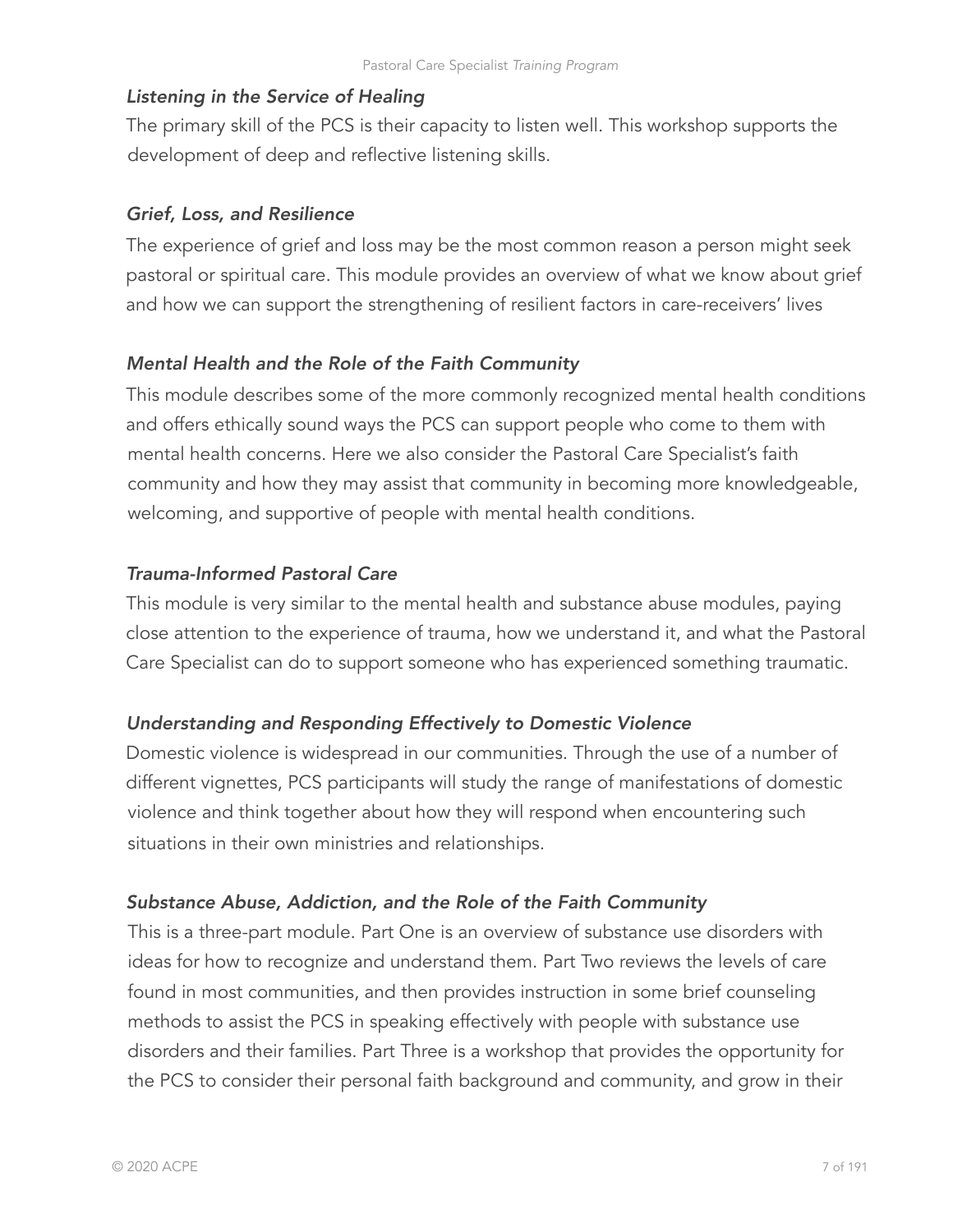### *Listening in the Service of Healing*

The primary skill of the PCS is their capacity to listen well. This workshop supports the development of deep and reflective listening skills.

### *Grief, Loss, and Resilience*

The experience of grief and loss may be the most common reason a person might seek pastoral or spiritual care. This module provides an overview of what we know about grief and how we can support the strengthening of resilient factors in care-receivers' lives

### *Mental Health and the Role of the Faith Community*

This module describes some of the more commonly recognized mental health conditions and offers ethically sound ways the PCS can support people who come to them with mental health concerns. Here we also consider the Pastoral Care Specialist's faith community and how they may assist that community in becoming more knowledgeable, welcoming, and supportive of people with mental health conditions.

### *Trauma-Informed Pastoral Care*

This module is very similar to the mental health and substance abuse modules, paying close attention to the experience of trauma, how we understand it, and what the Pastoral Care Specialist can do to support someone who has experienced something traumatic.

### *Understanding and Responding Effectively to Domestic Violence*

Domestic violence is widespread in our communities. Through the use of a number of different vignettes, PCS participants will study the range of manifestations of domestic violence and think together about how they will respond when encountering such situations in their own ministries and relationships.

### *Substance Abuse, Addiction, and the Role of the Faith Community*

This is a three-part module. Part One is an overview of substance use disorders with ideas for how to recognize and understand them. Part Two reviews the levels of care found in most communities, and then provides instruction in some brief counseling methods to assist the PCS in speaking effectively with people with substance use disorders and their families. Part Three is a workshop that provides the opportunity for the PCS to consider their personal faith background and community, and grow in their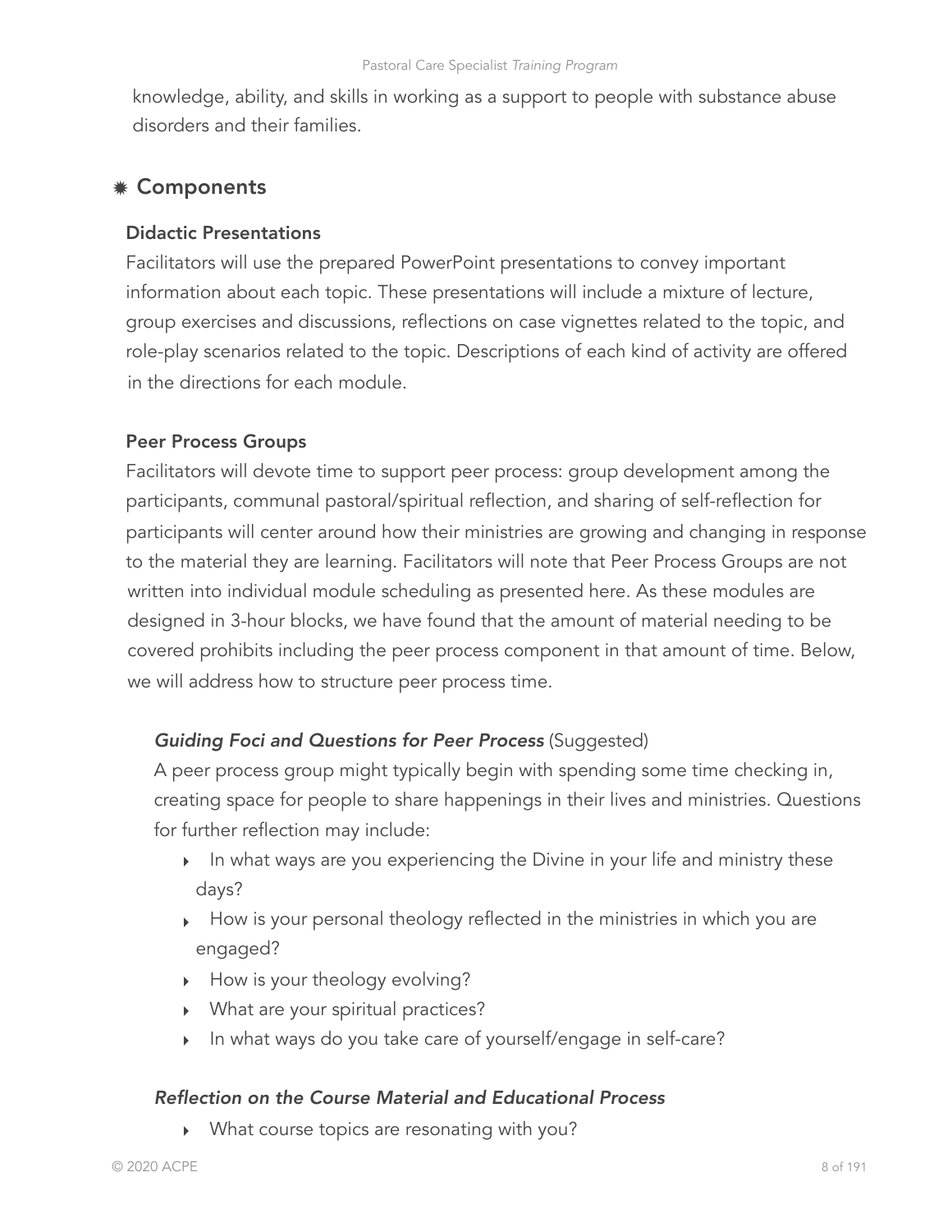knowledge, ability, and skills in working as a support to people with substance abuse disorders and their families.

## ✷ Components

### Didactic Presentations

Facilitators will use the prepared PowerPoint presentations to convey important information about each topic. These presentations will include a mixture of lecture, group exercises and discussions, reflections on case vignettes related to the topic, and role-play scenarios related to the topic. Descriptions of each kind of activity are offered in the directions for each module.

### Peer Process Groups

Facilitators will devote time to support peer process: group development among the participants, communal pastoral/spiritual reflection, and sharing of self-reflection for participants will center around how their ministries are growing and changing in response to the material they are learning. Facilitators will note that Peer Process Groups are not written into individual module scheduling as presented here. As these modules are designed in 3-hour blocks, we have found that the amount of material needing to be covered prohibits including the peer process component in that amount of time. Below, we will address how to structure peer process time.

#### *Guiding Foci and Questions for Peer Process* (Suggested)

A peer process group might typically begin with spending some time checking in, creating space for people to share happenings in their lives and ministries. Questions for further reflection may include:

- In what ways are you experiencing the Divine in your life and ministry these days?
- How is your personal theology reflected in the ministries in which you are engaged?
- How is your theology evolving?
- What are your spiritual practices?
- In what ways do you take care of yourself/engage in self-care?

#### *Reflection on the Course Material and Educational Process*

- What course topics are resonating with you?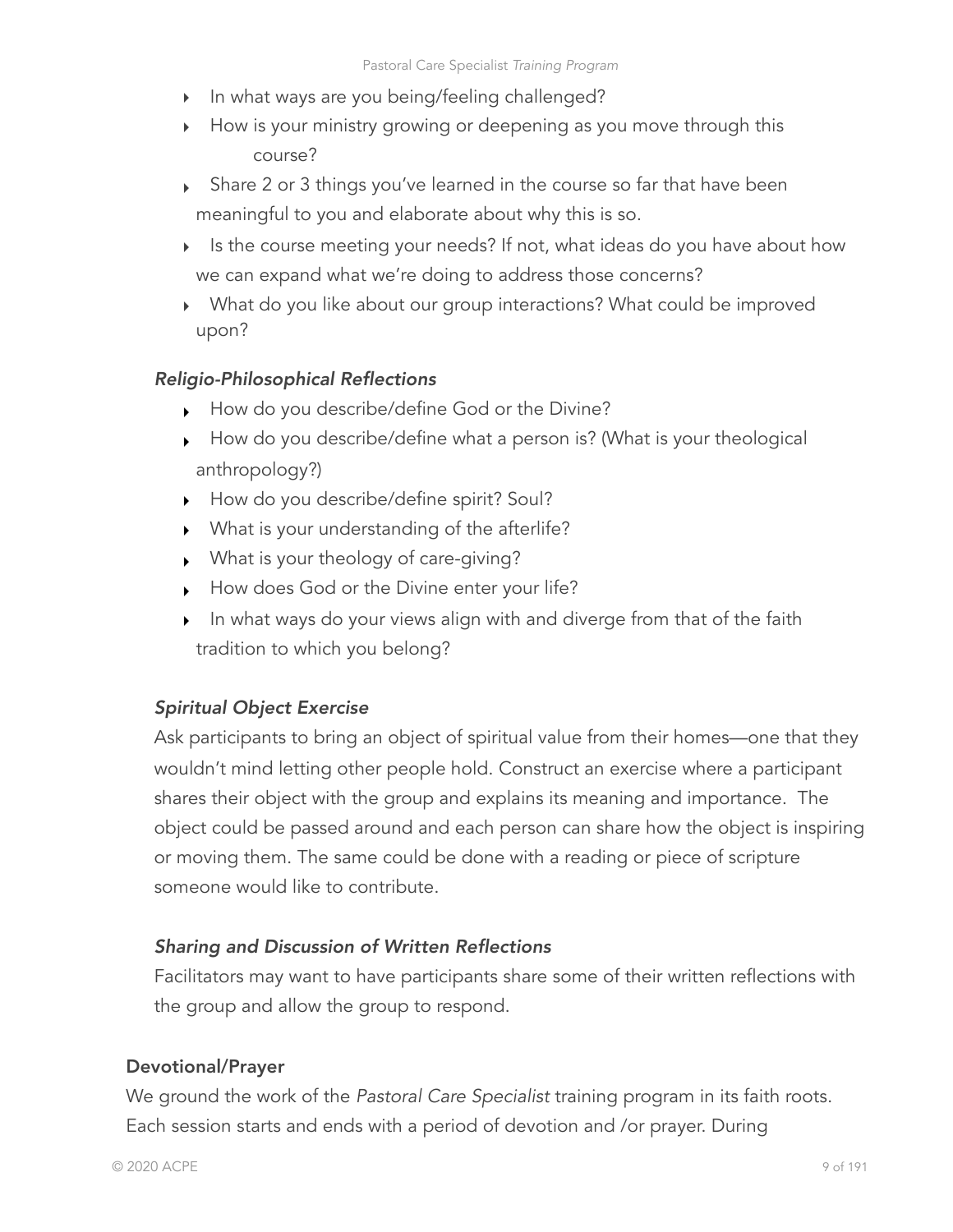- In what ways are you being/feeling challenged?
- How is your ministry growing or deepening as you move through this course?
- Share 2 or 3 things you've learned in the course so far that have been meaningful to you and elaborate about why this is so.
- Is the course meeting your needs? If not, what ideas do you have about how we can expand what we're doing to address those concerns?
- What do you like about our group interactions? What could be improved upon?

### *Religio-Philosophical Reflections*

- How do you describe/define God or the Divine?
- How do you describe/define what a person is? (What is your theological anthropology?)
- How do you describe/define spirit? Soul?
- What is your understanding of the afterlife?
- What is your theology of care-giving?
- How does God or the Divine enter your life?
- In what ways do your views align with and diverge from that of the faith tradition to which you belong?

### *Spiritual Object Exercise*

Ask participants to bring an object of spiritual value from their homes—one that they wouldn't mind letting other people hold. Construct an exercise where a participant shares their object with the group and explains its meaning and importance. The object could be passed around and each person can share how the object is inspiring or moving them. The same could be done with a reading or piece of scripture someone would like to contribute.

### *Sharing and Discussion of Written Reflections*

Facilitators may want to have participants share some of their written reflections with the group and allow the group to respond.

## Devotional/Prayer

We ground the work of the *Pastoral Care Specialist* training program in its faith roots. Each session starts and ends with a period of devotion and /or prayer. During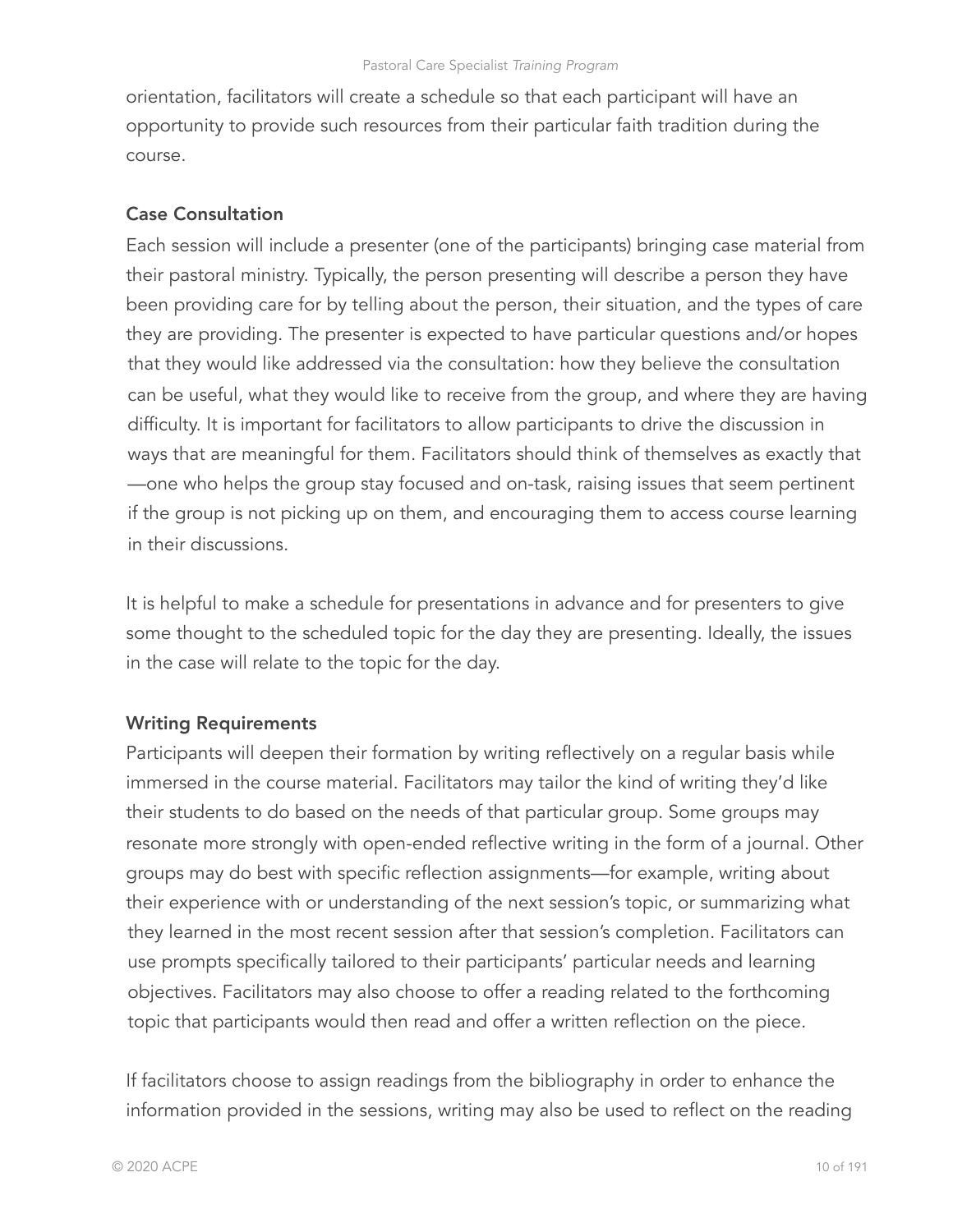orientation, facilitators will create a schedule so that each participant will have an opportunity to provide such resources from their particular faith tradition during the course.

### Case Consultation

Each session will include a presenter (one of the participants) bringing case material from their pastoral ministry. Typically, the person presenting will describe a person they have been providing care for by telling about the person, their situation, and the types of care they are providing. The presenter is expected to have particular questions and/or hopes that they would like addressed via the consultation: how they believe the consultation can be useful, what they would like to receive from the group, and where they are having difficulty. It is important for facilitators to allow participants to drive the discussion in ways that are meaningful for them. Facilitators should think of themselves as exactly that—one who helps the group stay focused and on-task, raising issues that seem pertinent if the group is not picking up on them, and encouraging them to access course learning in their discussions.

It is helpful to make a schedule for presentations in advance and for presenters to give some thought to the scheduled topic for the day they are presenting. Ideally, the issues in the case will relate to the topic for the day.

### Writing Requirements

Participants will deepen their formation by writing reflectively on a regular basis while immersed in the course material. Facilitators may tailor the kind of writing they'd like their students to do based on the needs of that particular group. Some groups may resonate more strongly with open-ended reflective writing in the form of a journal. Other groups may do best with specific reflection assignments—for example, writing about their experience with or understanding of the next session's topic, or summarizing what they learned in the most recent session after that session's completion. Facilitators can use prompts specifically tailored to their participants' particular needs and learning objectives. Facilitators may also choose to offer a reading related to the forthcoming topic that participants would then read and offer a written reflection on the piece.

If facilitators choose to assign readings from the bibliography in order to enhance the information provided in the sessions, writing may also be used to reflect on the reading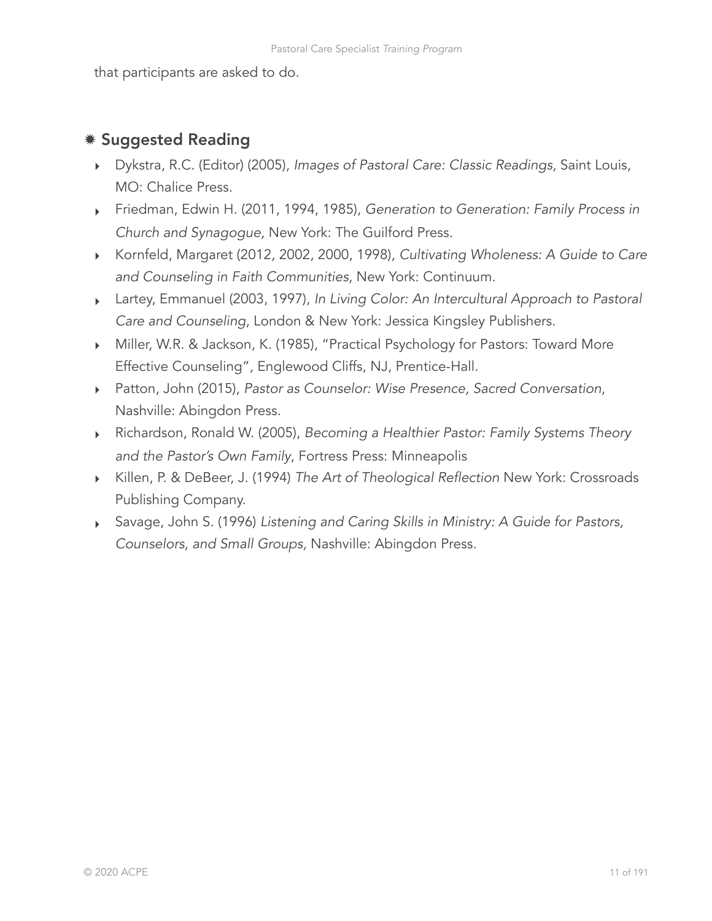that participants are asked to do.

## ✹ Suggested Reading

- Dykstra, R.C. (Editor) (2005), *Images of Pastoral Care: Classic Readings,* Saint Louis, MO: Chalice Press.
- Friedman, Edwin H. (2011, 1994, 1985), *Generation to Generation: Family Process in Church and Synagogue,* New York: The Guilford Press.
- Kornfeld, Margaret (2012, 2002, 2000, 1998), *Cultivating Wholeness: A Guide to Care and Counseling in Faith Communities*, New York: Continuum.
- Lartey, Emmanuel (2003, 1997), *In Living Color: An Intercultural Approach to Pastoral Care and Counseling*, London & New York: Jessica Kingsley Publishers.
- Miller, W.R. & Jackson, K. (1985), "Practical Psychology for Pastors: Toward More Effective Counseling", Englewood Cliffs, NJ, Prentice-Hall.
- Patton, John (2015), *Pastor as Counselor: Wise Presence, Sacred Conversation*, Nashville: Abingdon Press.
- Richardson, Ronald W. (2005), *Becoming a Healthier Pastor: Family Systems Theory and the Pastor's Own Family*, Fortress Press: Minneapolis
- Killen, P. & DeBeer, J. (1994) *The Art of Theological Reflection* New York: Crossroads Publishing Company.
- Savage, John S. (1996) *Listening and Caring Skills in Ministry: A Guide for Pastors, Counselors, and Small Groups,* Nashville: Abingdon Press.